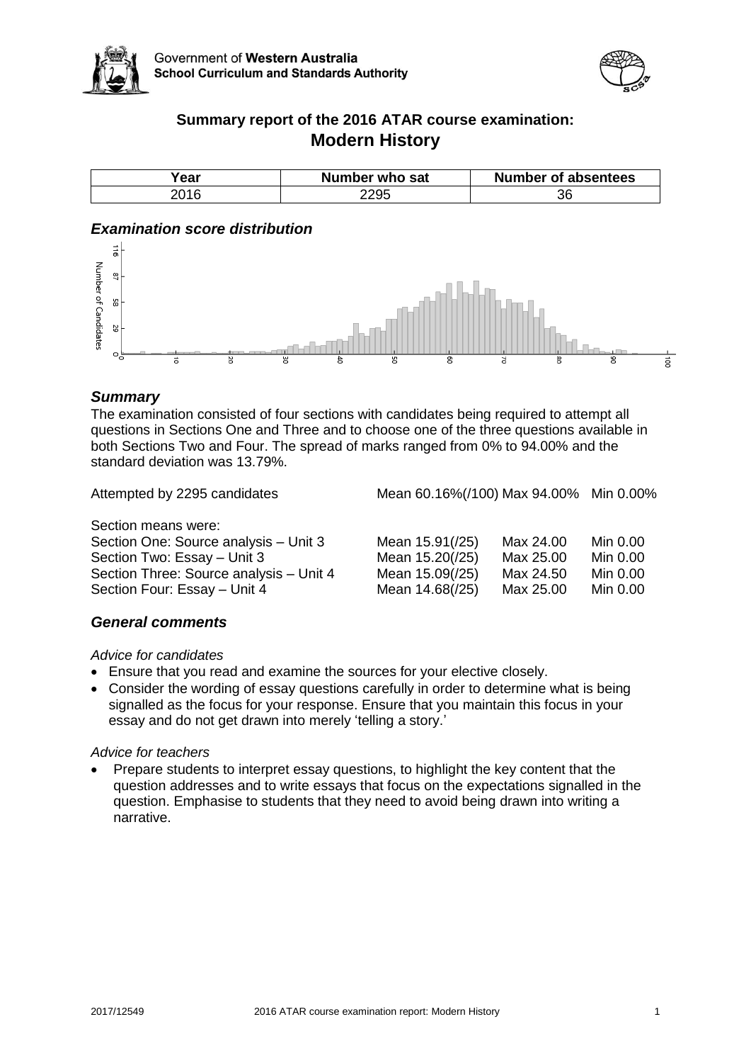Government of **Western Australia**
**School Curriculum and Standards Authority**

## Summary report of the 2016 ATAR course examination: Modern History

| Year | Number who sat | Number of absentees |
|---|---|---|
| 2016 | 2295 | 36 |

### *Examination score distribution*

### *Summary*

The examination consisted of four sections with candidates being required to attempt all questions in Sections One and Three and to choose one of the three questions available in both Sections Two and Four. The spread of marks ranged from 0% to 94.00% and the standard deviation was 13.79%.

| | | | |
|---|---|---|---|
| Attempted by 2295 candidates | Mean 60.16%(/100) | Max 94.00% | Min 0.00% |
| Section means were: | | | |
| Section One: Source analysis – Unit 3 | Mean 15.91(/25) | Max 24.00 | Min 0.00 |
| Section Two: Essay – Unit 3 | Mean 15.20(/25) | Max 25.00 | Min 0.00 |
| Section Three: Source analysis – Unit 4 | Mean 15.09(/25) | Max 24.50 | Min 0.00 |
| Section Four: Essay – Unit 4 | Mean 14.68(/25) | Max 25.00 | Min 0.00 |

### *General comments*

*Advice for candidates*

- Ensure that you read and examine the sources for your elective closely.
- Consider the wording of essay questions carefully in order to determine what is being signalled as the focus for your response. Ensure that you maintain this focus in your essay and do not get drawn into merely 'telling a story.'

*Advice for teachers*

- Prepare students to interpret essay questions, to highlight the key content that the question addresses and to write essays that focus on the expectations signalled in the question. Emphasise to students that they need to avoid being drawn into writing a narrative.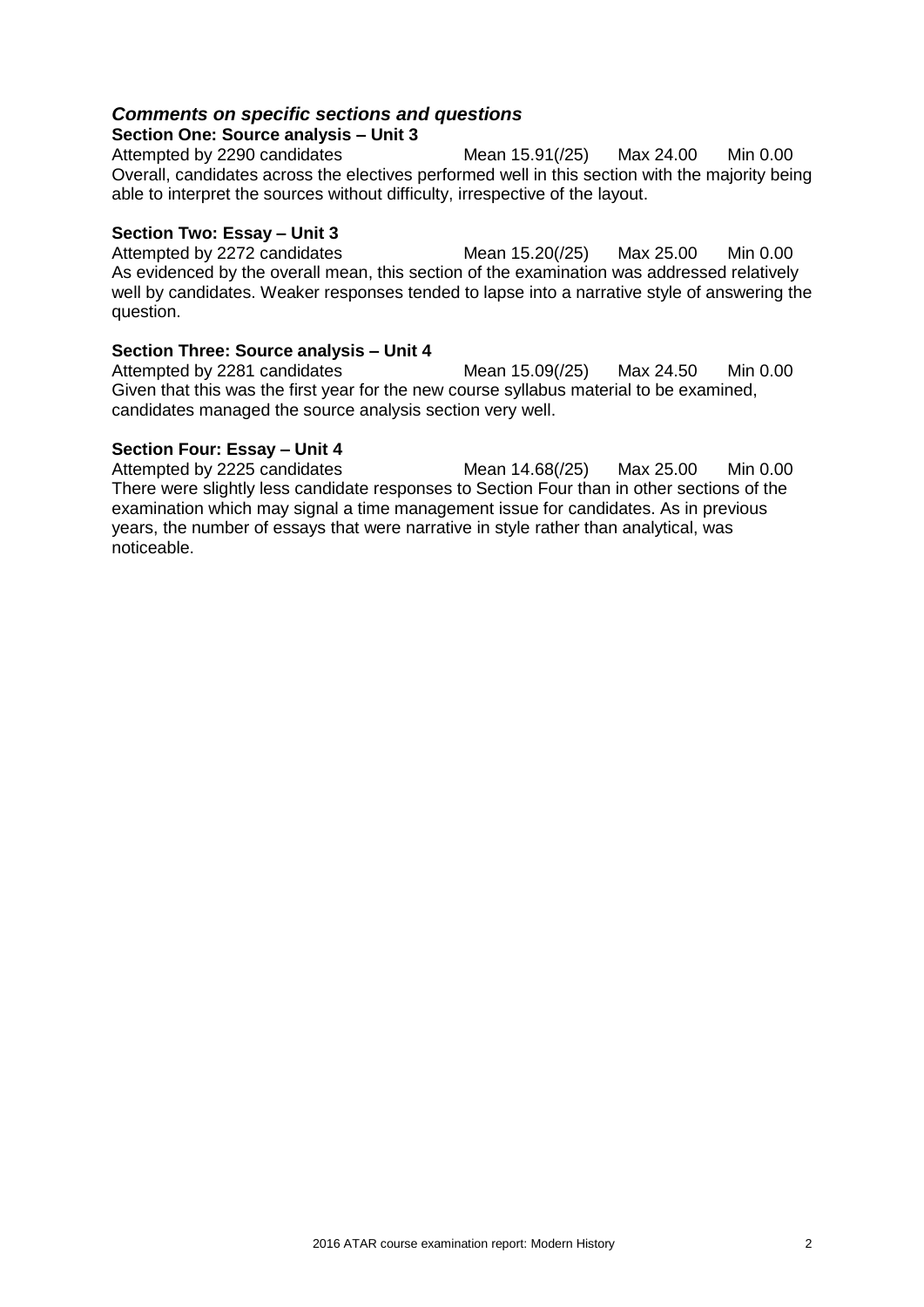## *Comments on specific sections and questions*

### Section One: Source analysis – Unit 3

Attempted by 2290 candidates Mean 15.91(/25) Max 24.00 Min 0.00

Overall, candidates across the electives performed well in this section with the majority being able to interpret the sources without difficulty, irrespective of the layout.

### Section Two: Essay – Unit 3

Attempted by 2272 candidates Mean 15.20(/25) Max 25.00 Min 0.00

As evidenced by the overall mean, this section of the examination was addressed relatively well by candidates. Weaker responses tended to lapse into a narrative style of answering the question.

### Section Three: Source analysis – Unit 4

Attempted by 2281 candidates Mean 15.09(/25) Max 24.50 Min 0.00

Given that this was the first year for the new course syllabus material to be examined, candidates managed the source analysis section very well.

### Section Four: Essay – Unit 4

Attempted by 2225 candidates Mean 14.68(/25) Max 25.00 Min 0.00

There were slightly less candidate responses to Section Four than in other sections of the examination which may signal a time management issue for candidates. As in previous years, the number of essays that were narrative in style rather than analytical, was noticeable.